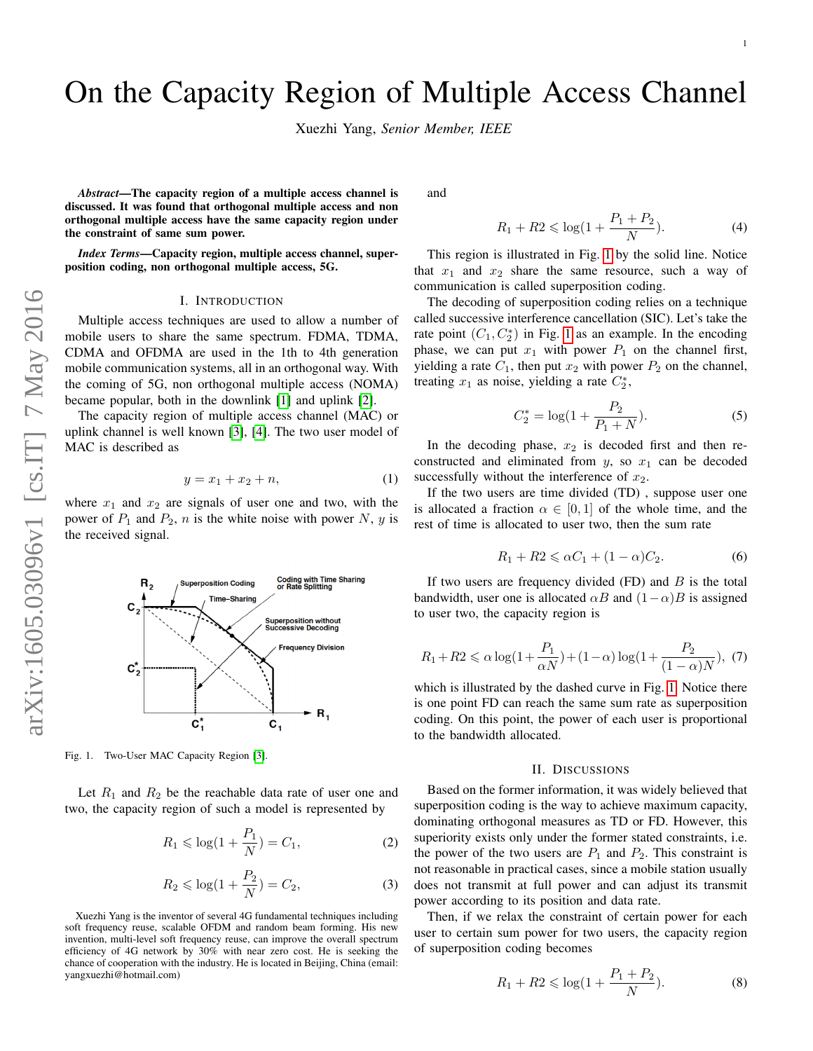# On the Capacity Region of Multiple Access Channel

Xuezhi Yang, *Senior Member, IEEE*

***Abstract*—The capacity region of a multiple access channel is discussed. It was found that orthogonal multiple access and non orthogonal multiple access have the same capacity region under the constraint of same sum power.**

***Index Terms*—Capacity region, multiple access channel, superposition coding, non orthogonal multiple access, 5G.**

## I. Introduction

Multiple access techniques are used to allow a number of mobile users to share the same spectrum. FDMA, TDMA, CDMA and OFDMA are used in the 1th to 4th generation mobile communication systems, all in an orthogonal way. With the coming of 5G, non orthogonal multiple access (NOMA) became popular, both in the downlink [1] and uplink [2].

The capacity region of multiple access channel (MAC) or uplink channel is well known [3], [4]. The two user model of MAC is described as

$$y = x_1 + x_2 + n, \tag{1}$$

where $x_1$ and $x_2$ are signals of user one and two, with the power of $P_1$ and $P_2$, $n$ is the white noise with power $N$, $y$ is the received signal.

Fig. 1. Two-User MAC Capacity Region [3].

Let $R_1$ and $R_2$ be the reachable data rate of user one and two, the capacity region of such a model is represented by

$$R_1 \leqslant \log(1 + \frac{P_1}{N}) = C_1, \tag{2}$$

$$R_2 \leqslant \log(1 + \frac{P_2}{N}) = C_2, \tag{3}$$

and

$$R_1 + R2 \leqslant \log(1 + \frac{P_1 + P_2}{N}). \tag{4}$$

This region is illustrated in Fig. 1 by the solid line. Notice that $x_1$ and $x_2$ share the same resource, such a way of communication is called superposition coding.

The decoding of superposition coding relies on a technique called successive interference cancellation (SIC). Let's take the rate point $(C_1, C_2^*)$ in Fig. 1 as an example. In the encoding phase, we can put $x_1$ with power $P_1$ on the channel first, yielding a rate $C_1$, then put $x_2$ with power $P_2$ on the channel, treating $x_1$ as noise, yielding a rate $C_2^*$,

$$C_2^* = \log(1 + \frac{P_2}{P_1 + N}). \tag{5}$$

In the decoding phase, $x_2$ is decoded first and then reconstructed and eliminated from $y$, so $x_1$ can be decoded successfully without the interference of $x_2$.

If the two users are time divided (TD) , suppose user one is allocated a fraction $\alpha \in [0, 1]$ of the whole time, and the rest of time is allocated to user two, then the sum rate

$$R_1 + R2 \leqslant \alpha C_1 + (1 - \alpha)C_2. \tag{6}$$

If two users are frequency divided (FD) and $B$ is the total bandwidth, user one is allocated $\alpha B$ and $(1-\alpha)B$ is assigned to user two, the capacity region is

$$R_1 + R2 \leqslant \alpha \log(1 + \frac{P_1}{\alpha N}) + (1 - \alpha) \log(1 + \frac{P_2}{(1 - \alpha)N}), \tag{7}$$

which is illustrated by the dashed curve in Fig. 1. Notice there is one point FD can reach the same sum rate as superposition coding. On this point, the power of each user is proportional to the bandwidth allocated.

## II. Discussions

Based on the former information, it was widely believed that superposition coding is the way to achieve maximum capacity, dominating orthogonal measures as TD or FD. However, this superiority exists only under the former stated constraints, i.e. the power of the two users are $P_1$ and $P_2$. This constraint is not reasonable in practical cases, since a mobile station usually does not transmit at full power and can adjust its transmit power according to its position and data rate.

Then, if we relax the constraint of certain power for each user to certain sum power for two users, the capacity region of superposition coding becomes

$$R_1 + R2 \leqslant \log(1 + \frac{P_1 + P_2}{N}). \tag{8}$$

Xuezhi Yang is the inventor of several 4G fundamental techniques including soft frequency reuse, scalable OFDM and random beam forming. His new invention, multi-level soft frequency reuse, can improve the overall spectrum efficiency of 4G network by 30% with near zero cost. He is seeking the chance of cooperation with the industry. He is located in Beijing, China (email: yangxuezhi@hotmail.com)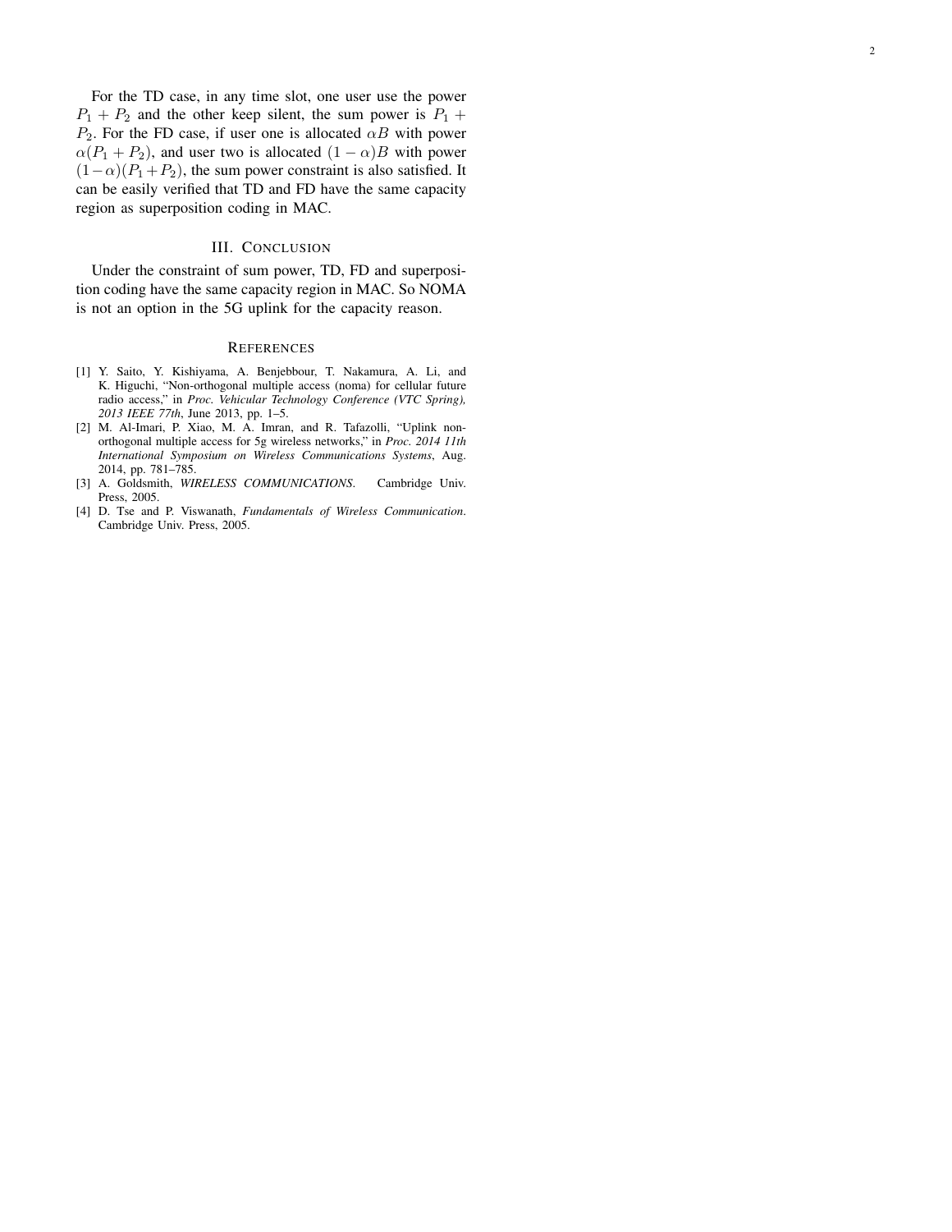For the TD case, in any time slot, one user use the power $P_1 + P_2$ and the other keep silent, the sum power is $P_1 + P_2$. For the FD case, if user one is allocated $\alpha B$ with power $\alpha(P_1 + P_2)$, and user two is allocated $(1 - \alpha)B$ with power $(1-\alpha)(P_1+P_2)$, the sum power constraint is also satisfied. It can be easily verified that TD and FD have the same capacity region as superposition coding in MAC.

## III. Conclusion

Under the constraint of sum power, TD, FD and superposition coding have the same capacity region in MAC. So NOMA is not an option in the 5G uplink for the capacity reason.

## References

[1] Y. Saito, Y. Kishiyama, A. Benjebbour, T. Nakamura, A. Li, and K. Higuchi, "Non-orthogonal multiple access (noma) for cellular future radio access," in *Proc. Vehicular Technology Conference (VTC Spring), 2013 IEEE 77th*, June 2013, pp. 1–5.

[2] M. Al-Imari, P. Xiao, M. A. Imran, and R. Tafazolli, "Uplink non-orthogonal multiple access for 5g wireless networks," in *Proc. 2014 11th International Symposium on Wireless Communications Systems*, Aug. 2014, pp. 781–785.

[3] A. Goldsmith, *WIRELESS COMMUNICATIONS*. Cambridge Univ. Press, 2005.

[4] D. Tse and P. Viswanath, *Fundamentals of Wireless Communication*. Cambridge Univ. Press, 2005.